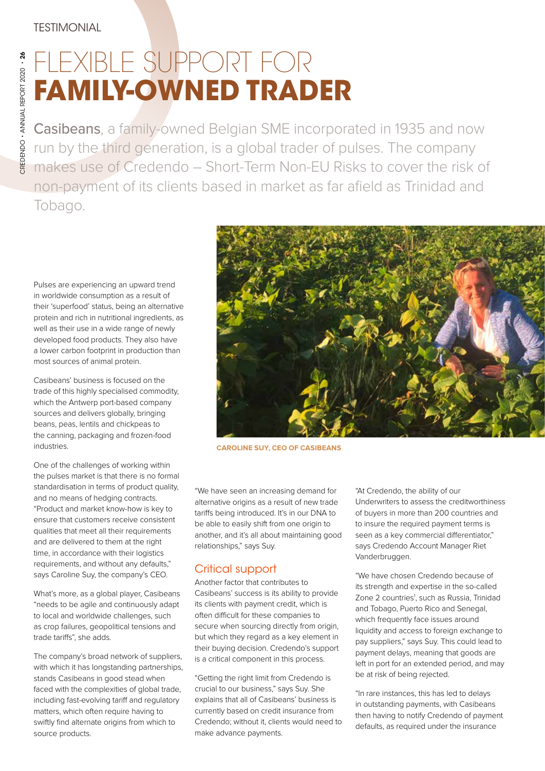TESTIMONIAL

# FLEXIBLE SUPPORT FOR **FAMILY-OWNED TRADER**

**Casibeans**, a family-owned Belgian SME incorporated in 1935 and now run by the third generation, is a global trader of pulses. The company makes use of Credendo – Short-Term Non-EU Risks to cover the risk of non-payment of its clients based in market as far afield as Trinidad and Tobago.

Pulses are experiencing an upward trend in worldwide consumption as a result of their 'superfood' status, being an alternative protein and rich in nutritional ingredients, as well as their use in a wide range of newly developed food products. They also have a lower carbon footprint in production than most sources of animal protein.

Casibeans' business is focused on the trade of this highly specialised commodity, which the Antwerp port-based company sources and delivers globally, bringing beans, peas, lentils and chickpeas to the canning, packaging and frozen-food industries.

One of the challenges of working within the pulses market is that there is no formal standardisation in terms of product quality, and no means of hedging contracts. "Product and market know-how is key to ensure that customers receive consistent qualities that meet all their requirements and are delivered to them at the right time, in accordance with their logistics requirements, and without any defaults," says Caroline Suy, the company's CEO.

What's more, as a global player, Casibeans "needs to be agile and continuously adapt to local and worldwide challenges, such as crop failures, geopolitical tensions and trade tariffs", she adds.

The company's broad network of suppliers, with which it has longstanding partnerships, stands Casibeans in good stead when faced with the complexities of global trade, including fast-evolving tariff and regulatory matters, which often require having to swiftly find alternate origins from which to source products.

CAROLINE SUY, CEO OF CASIBEANS

"We have seen an increasing demand for alternative origins as a result of new trade tariffs being introduced. It's in our DNA to be able to easily shift from one origin to another, and it's all about maintaining good relationships," says Suy.

## Critical support

Another factor that contributes to Casibeans' success is its ability to provide its clients with payment credit, which is often difficult for these companies to secure when sourcing directly from origin, but which they regard as a key element in their buying decision. Credendo's support is a critical component in this process.

"Getting the right limit from Credendo is crucial to our business," says Suy. She explains that all of Casibeans' business is currently based on credit insurance from Credendo; without it, clients would need to make advance payments.

"At Credendo, the ability of our Underwriters to assess the creditworthiness of buyers in more than 200 countries and to insure the required payment terms is seen as a key commercial differentiator," says Credendo Account Manager Riet Vanderbruggen.

"We have chosen Credendo because of its strength and expertise in the so-called Zone 2 countries[1], such as Russia, Trinidad and Tobago, Puerto Rico and Senegal, which frequently face issues around liquidity and access to foreign exchange to pay suppliers," says Suy. This could lead to payment delays, meaning that goods are left in port for an extended period, and may be at risk of being rejected.

"In rare instances, this has led to delays in outstanding payments, with Casibeans then having to notify Credendo of payment defaults, as required under the insurance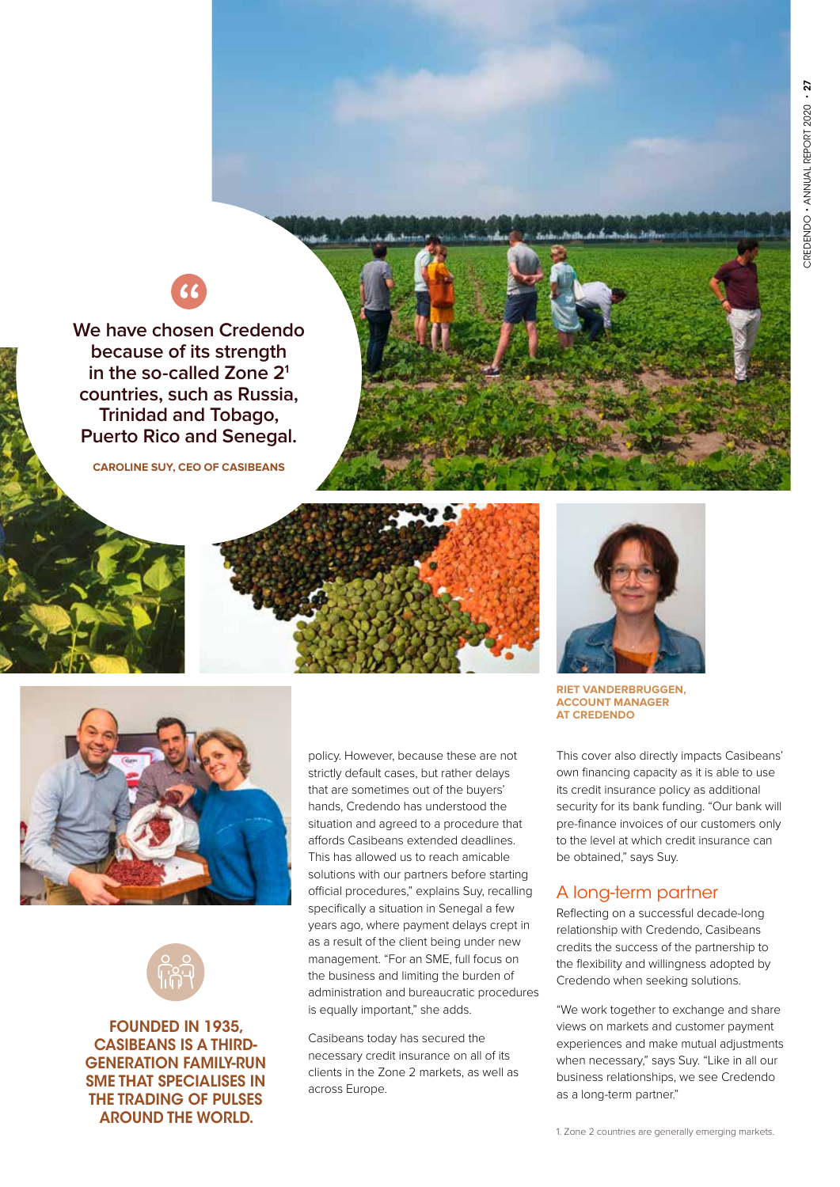> We have chosen Credendo because of its strength in the so-called Zone 2[1] countries, such as Russia, Trinidad and Tobago, Puerto Rico and Senegal.

**CAROLINE SUY, CEO OF CASIBEANS**

**RIET VANDERBRUGGEN, ACCOUNT MANAGER AT CREDENDO**

**FOUNDED IN 1935, CASIBEANS IS A THIRD-GENERATION FAMILY-RUN SME THAT SPECIALISES IN THE TRADING OF PULSES AROUND THE WORLD.**

policy. However, because these are not strictly default cases, but rather delays that are sometimes out of the buyers' hands, Credendo has understood the situation and agreed to a procedure that affords Casibeans extended deadlines. This has allowed us to reach amicable solutions with our partners before starting official procedures," explains Suy, recalling specifically a situation in Senegal a few years ago, where payment delays crept in as a result of the client being under new management. "For an SME, full focus on the business and limiting the burden of administration and bureaucratic procedures is equally important," she adds.

Casibeans today has secured the necessary credit insurance on all of its clients in the Zone 2 markets, as well as across Europe.

This cover also directly impacts Casibeans' own financing capacity as it is able to use its credit insurance policy as additional security for its bank funding. "Our bank will pre-finance invoices of our customers only to the level at which credit insurance can be obtained," says Suy.

## A long-term partner

Reflecting on a successful decade-long relationship with Credendo, Casibeans credits the success of the partnership to the flexibility and willingness adopted by Credendo when seeking solutions.

"We work together to exchange and share views on markets and customer payment experiences and make mutual adjustments when necessary," says Suy. "Like in all our business relationships, we see Credendo as a long-term partner."

1. Zone 2 countries are generally emerging markets.